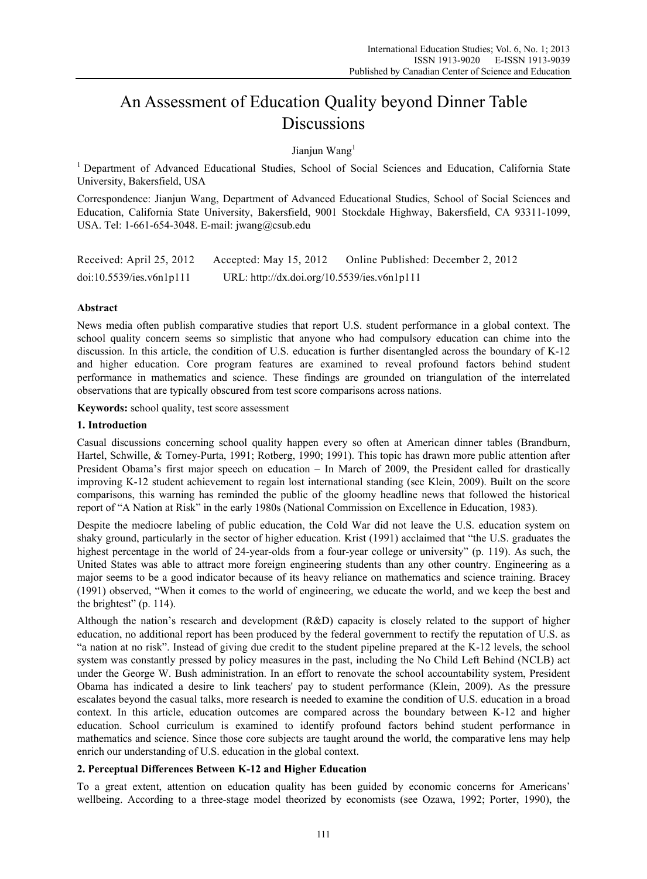# An Assessment of Education Quality beyond Dinner Table Discussions

Jianjun Wang[1]

[1] Department of Advanced Educational Studies, School of Social Sciences and Education, California State University, Bakersfield, USA

Correspondence: Jianjun Wang, Department of Advanced Educational Studies, School of Social Sciences and Education, California State University, Bakersfield, 9001 Stockdale Highway, Bakersfield, CA 93311-1099, USA. Tel: 1-661-654-3048. E-mail: jwang@csub.edu

Received: April 25, 2012 Accepted: May 15, 2012 Online Published: December 2, 2012

doi:10.5539/ies.v6n1p111 URL: http://dx.doi.org/10.5539/ies.v6n1p111

**Abstract**

News media often publish comparative studies that report U.S. student performance in a global context. The school quality concern seems so simplistic that anyone who had compulsory education can chime into the discussion. In this article, the condition of U.S. education is further disentangled across the boundary of K-12 and higher education. Core program features are examined to reveal profound factors behind student performance in mathematics and science. These findings are grounded on triangulation of the interrelated observations that are typically obscured from test score comparisons across nations.

**Keywords:** school quality, test score assessment

## 1. Introduction

Casual discussions concerning school quality happen every so often at American dinner tables (Brandburn, Hartel, Schwille, & Torney-Purta, 1991; Rotberg, 1990; 1991). This topic has drawn more public attention after President Obama's first major speech on education – In March of 2009, the President called for drastically improving K-12 student achievement to regain lost international standing (see Klein, 2009). Built on the score comparisons, this warning has reminded the public of the gloomy headline news that followed the historical report of "A Nation at Risk" in the early 1980s (National Commission on Excellence in Education, 1983).

Despite the mediocre labeling of public education, the Cold War did not leave the U.S. education system on shaky ground, particularly in the sector of higher education. Krist (1991) acclaimed that "the U.S. graduates the highest percentage in the world of 24-year-olds from a four-year college or university" (p. 119). As such, the United States was able to attract more foreign engineering students than any other country. Engineering as a major seems to be a good indicator because of its heavy reliance on mathematics and science training. Bracey (1991) observed, "When it comes to the world of engineering, we educate the world, and we keep the best and the brightest" (p. 114).

Although the nation's research and development (R&D) capacity is closely related to the support of higher education, no additional report has been produced by the federal government to rectify the reputation of U.S. as "a nation at no risk". Instead of giving due credit to the student pipeline prepared at the K-12 levels, the school system was constantly pressed by policy measures in the past, including the No Child Left Behind (NCLB) act under the George W. Bush administration. In an effort to renovate the school accountability system, President Obama has indicated a desire to link teachers' pay to student performance (Klein, 2009). As the pressure escalates beyond the casual talks, more research is needed to examine the condition of U.S. education in a broad context. In this article, education outcomes are compared across the boundary between K-12 and higher education. School curriculum is examined to identify profound factors behind student performance in mathematics and science. Since those core subjects are taught around the world, the comparative lens may help enrich our understanding of U.S. education in the global context.

## 2. Perceptual Differences Between K-12 and Higher Education

To a great extent, attention on education quality has been guided by economic concerns for Americans' wellbeing. According to a three-stage model theorized by economists (see Ozawa, 1992; Porter, 1990), the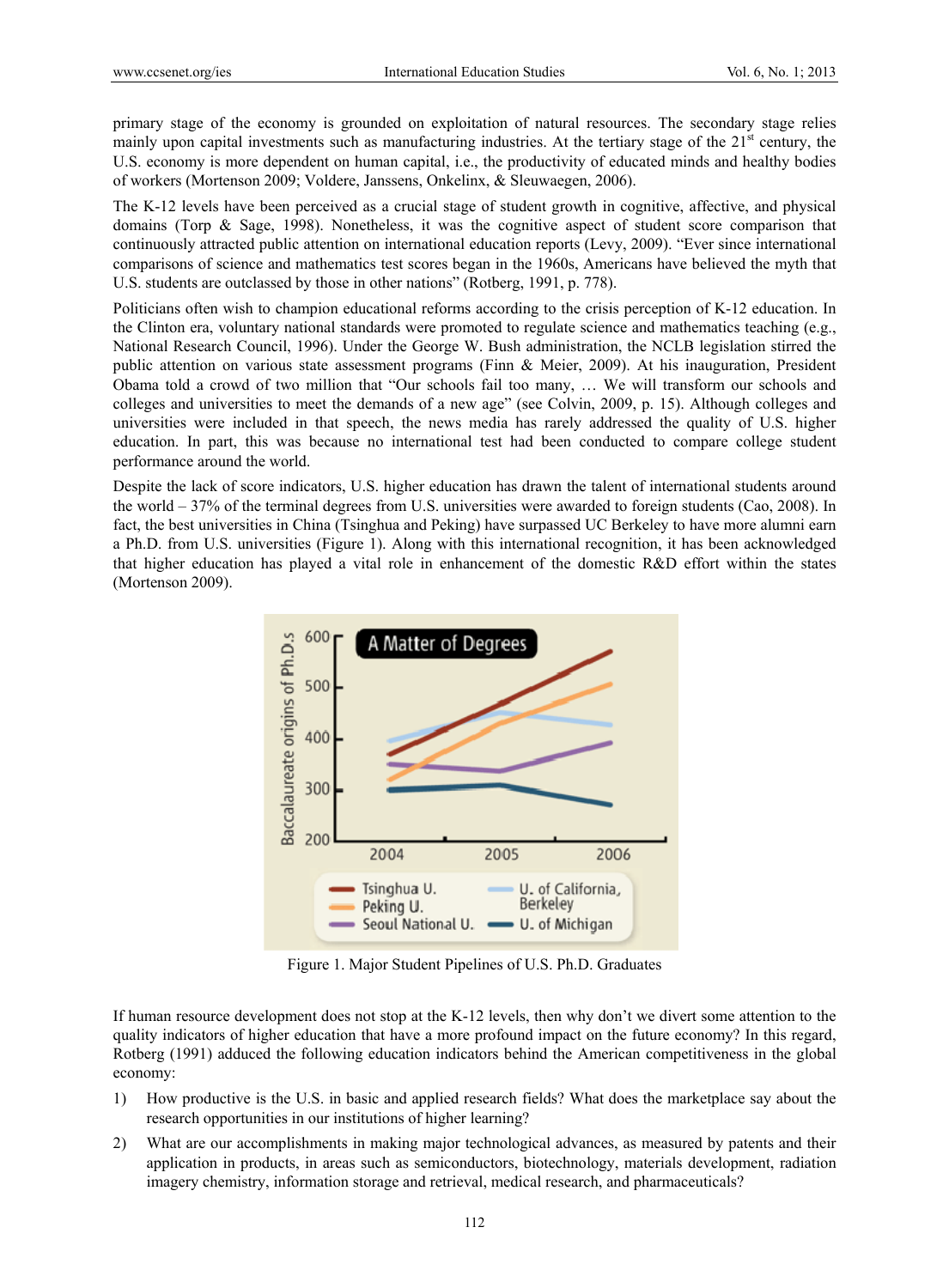primary stage of the economy is grounded on exploitation of natural resources. The secondary stage relies mainly upon capital investments such as manufacturing industries. At the tertiary stage of the 21st century, the U.S. economy is more dependent on human capital, i.e., the productivity of educated minds and healthy bodies of workers (Mortenson 2009; Voldere, Janssens, Onkelinx, & Sleuwaegen, 2006).

The K-12 levels have been perceived as a crucial stage of student growth in cognitive, affective, and physical domains (Torp & Sage, 1998). Nonetheless, it was the cognitive aspect of student score comparison that continuously attracted public attention on international education reports (Levy, 2009). "Ever since international comparisons of science and mathematics test scores began in the 1960s, Americans have believed the myth that U.S. students are outclassed by those in other nations" (Rotberg, 1991, p. 778).

Politicians often wish to champion educational reforms according to the crisis perception of K-12 education. In the Clinton era, voluntary national standards were promoted to regulate science and mathematics teaching (e.g., National Research Council, 1996). Under the George W. Bush administration, the NCLB legislation stirred the public attention on various state assessment programs (Finn & Meier, 2009). At his inauguration, President Obama told a crowd of two million that "Our schools fail too many, … We will transform our schools and colleges and universities to meet the demands of a new age" (see Colvin, 2009, p. 15). Although colleges and universities were included in that speech, the news media has rarely addressed the quality of U.S. higher education. In part, this was because no international test had been conducted to compare college student performance around the world.

Despite the lack of score indicators, U.S. higher education has drawn the talent of international students around the world – 37% of the terminal degrees from U.S. universities were awarded to foreign students (Cao, 2008). In fact, the best universities in China (Tsinghua and Peking) have surpassed UC Berkeley to have more alumni earn a Ph.D. from U.S. universities (Figure 1). Along with this international recognition, it has been acknowledged that higher education has played a vital role in enhancement of the domestic R&D effort within the states (Mortenson 2009).

Figure 1. Major Student Pipelines of U.S. Ph.D. Graduates

If human resource development does not stop at the K-12 levels, then why don't we divert some attention to the quality indicators of higher education that have a more profound impact on the future economy? In this regard, Rotberg (1991) adduced the following education indicators behind the American competitiveness in the global economy:

1) How productive is the U.S. in basic and applied research fields? What does the marketplace say about the research opportunities in our institutions of higher learning?

2) What are our accomplishments in making major technological advances, as measured by patents and their application in products, in areas such as semiconductors, biotechnology, materials development, radiation imagery chemistry, information storage and retrieval, medical research, and pharmaceuticals?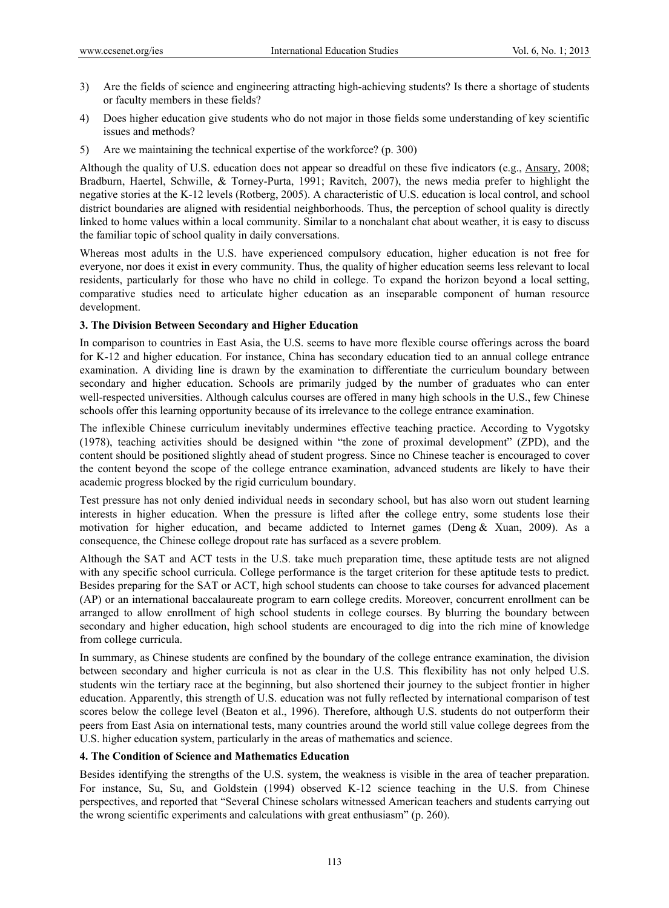3) Are the fields of science and engineering attracting high-achieving students? Is there a shortage of students or faculty members in these fields?
4) Does higher education give students who do not major in those fields some understanding of key scientific issues and methods?
5) Are we maintaining the technical expertise of the workforce? (p. 300)

Although the quality of U.S. education does not appear so dreadful on these five indicators (e.g., Ansary, 2008; Bradburn, Haertel, Schwille, & Torney-Purta, 1991; Ravitch, 2007), the news media prefer to highlight the negative stories at the K-12 levels (Rotberg, 2005). A characteristic of U.S. education is local control, and school district boundaries are aligned with residential neighborhoods. Thus, the perception of school quality is directly linked to home values within a local community. Similar to a nonchalant chat about weather, it is easy to discuss the familiar topic of school quality in daily conversations.

Whereas most adults in the U.S. have experienced compulsory education, higher education is not free for everyone, nor does it exist in every community. Thus, the quality of higher education seems less relevant to local residents, particularly for those who have no child in college. To expand the horizon beyond a local setting, comparative studies need to articulate higher education as an inseparable component of human resource development.

### 3. The Division Between Secondary and Higher Education

In comparison to countries in East Asia, the U.S. seems to have more flexible course offerings across the board for K-12 and higher education. For instance, China has secondary education tied to an annual college entrance examination. A dividing line is drawn by the examination to differentiate the curriculum boundary between secondary and higher education. Schools are primarily judged by the number of graduates who can enter well-respected universities. Although calculus courses are offered in many high schools in the U.S., few Chinese schools offer this learning opportunity because of its irrelevance to the college entrance examination.

The inflexible Chinese curriculum inevitably undermines effective teaching practice. According to Vygotsky (1978), teaching activities should be designed within "the zone of proximal development" (ZPD), and the content should be positioned slightly ahead of student progress. Since no Chinese teacher is encouraged to cover the content beyond the scope of the college entrance examination, advanced students are likely to have their academic progress blocked by the rigid curriculum boundary.

Test pressure has not only denied individual needs in secondary school, but has also worn out student learning interests in higher education. When the pressure is lifted after ~~the~~ college entry, some students lose their motivation for higher education, and became addicted to Internet games (Deng & Xuan, 2009). As a consequence, the Chinese college dropout rate has surfaced as a severe problem.

Although the SAT and ACT tests in the U.S. take much preparation time, these aptitude tests are not aligned with any specific school curricula. College performance is the target criterion for these aptitude tests to predict. Besides preparing for the SAT or ACT, high school students can choose to take courses for advanced placement (AP) or an international baccalaureate program to earn college credits. Moreover, concurrent enrollment can be arranged to allow enrollment of high school students in college courses. By blurring the boundary between secondary and higher education, high school students are encouraged to dig into the rich mine of knowledge from college curricula.

In summary, as Chinese students are confined by the boundary of the college entrance examination, the division between secondary and higher curricula is not as clear in the U.S. This flexibility has not only helped U.S. students win the tertiary race at the beginning, but also shortened their journey to the subject frontier in higher education. Apparently, this strength of U.S. education was not fully reflected by international comparison of test scores below the college level (Beaton et al., 1996). Therefore, although U.S. students do not outperform their peers from East Asia on international tests, many countries around the world still value college degrees from the U.S. higher education system, particularly in the areas of mathematics and science.

### 4. The Condition of Science and Mathematics Education

Besides identifying the strengths of the U.S. system, the weakness is visible in the area of teacher preparation. For instance, Su, Su, and Goldstein (1994) observed K-12 science teaching in the U.S. from Chinese perspectives, and reported that "Several Chinese scholars witnessed American teachers and students carrying out the wrong scientific experiments and calculations with great enthusiasm" (p. 260).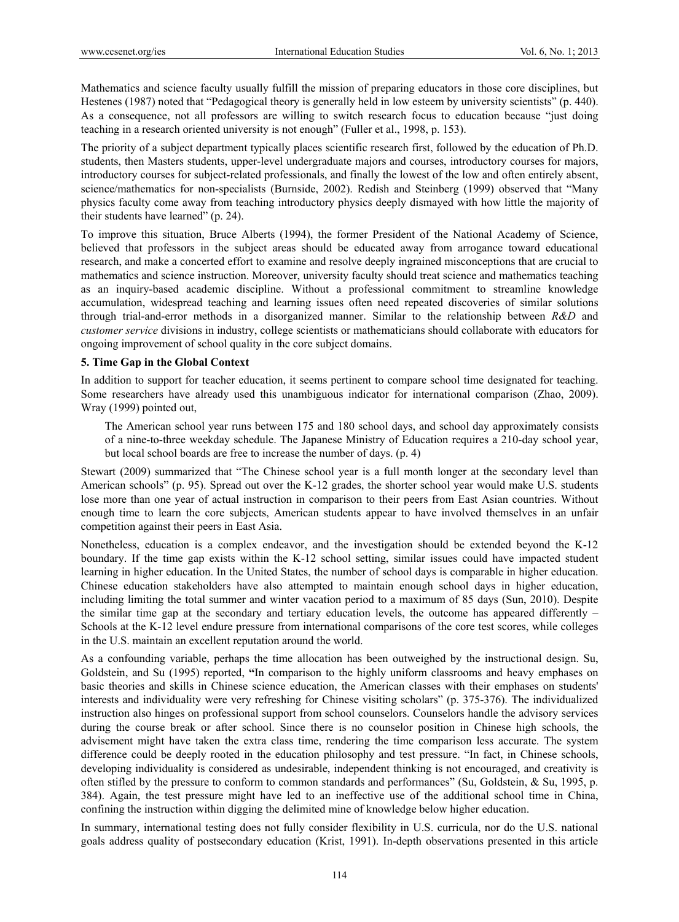Mathematics and science faculty usually fulfill the mission of preparing educators in those core disciplines, but Hestenes (1987) noted that "Pedagogical theory is generally held in low esteem by university scientists" (p. 440). As a consequence, not all professors are willing to switch research focus to education because "just doing teaching in a research oriented university is not enough" (Fuller et al., 1998, p. 153).

The priority of a subject department typically places scientific research first, followed by the education of Ph.D. students, then Masters students, upper-level undergraduate majors and courses, introductory courses for majors, introductory courses for subject-related professionals, and finally the lowest of the low and often entirely absent, science/mathematics for non-specialists (Burnside, 2002). Redish and Steinberg (1999) observed that "Many physics faculty come away from teaching introductory physics deeply dismayed with how little the majority of their students have learned" (p. 24).

To improve this situation, Bruce Alberts (1994), the former President of the National Academy of Science, believed that professors in the subject areas should be educated away from arrogance toward educational research, and make a concerted effort to examine and resolve deeply ingrained misconceptions that are crucial to mathematics and science instruction. Moreover, university faculty should treat science and mathematics teaching as an inquiry-based academic discipline. Without a professional commitment to streamline knowledge accumulation, widespread teaching and learning issues often need repeated discoveries of similar solutions through trial-and-error methods in a disorganized manner. Similar to the relationship between *R&D* and *customer service* divisions in industry, college scientists or mathematicians should collaborate with educators for ongoing improvement of school quality in the core subject domains.

### 5. Time Gap in the Global Context

In addition to support for teacher education, it seems pertinent to compare school time designated for teaching. Some researchers have already used this unambiguous indicator for international comparison (Zhao, 2009). Wray (1999) pointed out,

> The American school year runs between 175 and 180 school days, and school day approximately consists of a nine-to-three weekday schedule. The Japanese Ministry of Education requires a 210-day school year, but local school boards are free to increase the number of days. (p. 4)

Stewart (2009) summarized that "The Chinese school year is a full month longer at the secondary level than American schools" (p. 95). Spread out over the K-12 grades, the shorter school year would make U.S. students lose more than one year of actual instruction in comparison to their peers from East Asian countries. Without enough time to learn the core subjects, American students appear to have involved themselves in an unfair competition against their peers in East Asia.

Nonetheless, education is a complex endeavor, and the investigation should be extended beyond the K-12 boundary. If the time gap exists within the K-12 school setting, similar issues could have impacted student learning in higher education. In the United States, the number of school days is comparable in higher education. Chinese education stakeholders have also attempted to maintain enough school days in higher education, including limiting the total summer and winter vacation period to a maximum of 85 days (Sun, 2010). Despite the similar time gap at the secondary and tertiary education levels, the outcome has appeared differently – Schools at the K-12 level endure pressure from international comparisons of the core test scores, while colleges in the U.S. maintain an excellent reputation around the world.

As a confounding variable, perhaps the time allocation has been outweighed by the instructional design. Su, Goldstein, and Su (1995) reported, **"**In comparison to the highly uniform classrooms and heavy emphases on basic theories and skills in Chinese science education, the American classes with their emphases on students' interests and individuality were very refreshing for Chinese visiting scholars" (p. 375-376). The individualized instruction also hinges on professional support from school counselors. Counselors handle the advisory services during the course break or after school. Since there is no counselor position in Chinese high schools, the advisement might have taken the extra class time, rendering the time comparison less accurate. The system difference could be deeply rooted in the education philosophy and test pressure. "In fact, in Chinese schools, developing individuality is considered as undesirable, independent thinking is not encouraged, and creativity is often stifled by the pressure to conform to common standards and performances" (Su, Goldstein, & Su, 1995, p. 384). Again, the test pressure might have led to an ineffective use of the additional school time in China, confining the instruction within digging the delimited mine of knowledge below higher education.

In summary, international testing does not fully consider flexibility in U.S. curricula, nor do the U.S. national goals address quality of postsecondary education (Krist, 1991). In-depth observations presented in this article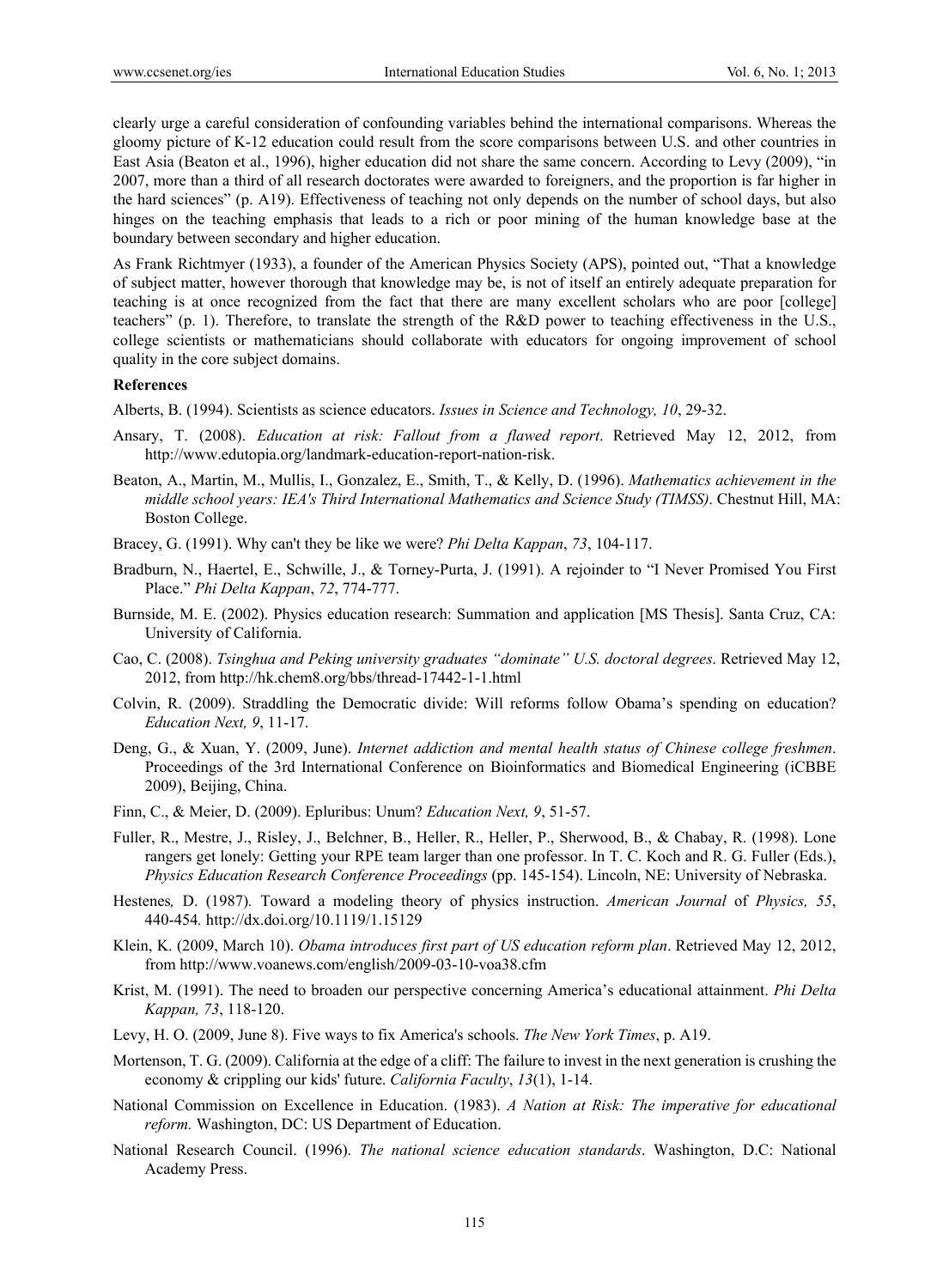clearly urge a careful consideration of confounding variables behind the international comparisons. Whereas the gloomy picture of K-12 education could result from the score comparisons between U.S. and other countries in East Asia (Beaton et al., 1996), higher education did not share the same concern. According to Levy (2009), "in 2007, more than a third of all research doctorates were awarded to foreigners, and the proportion is far higher in the hard sciences" (p. A19). Effectiveness of teaching not only depends on the number of school days, but also hinges on the teaching emphasis that leads to a rich or poor mining of the human knowledge base at the boundary between secondary and higher education.

As Frank Richtmyer (1933), a founder of the American Physics Society (APS), pointed out, "That a knowledge of subject matter, however thorough that knowledge may be, is not of itself an entirely adequate preparation for teaching is at once recognized from the fact that there are many excellent scholars who are poor [college] teachers" (p. 1). Therefore, to translate the strength of the R&D power to teaching effectiveness in the U.S., college scientists or mathematicians should collaborate with educators for ongoing improvement of school quality in the core subject domains.

**References**

Alberts, B. (1994). Scientists as science educators. *Issues in Science and Technology, 10*, 29-32.

Ansary, T. (2008). *Education at risk: Fallout from a flawed report*. Retrieved May 12, 2012, from http://www.edutopia.org/landmark-education-report-nation-risk.

Beaton, A., Martin, M., Mullis, I., Gonzalez, E., Smith, T., & Kelly, D. (1996). *Mathematics achievement in the middle school years: IEA's Third International Mathematics and Science Study (TIMSS)*. Chestnut Hill, MA: Boston College.

Bracey, G. (1991). Why can't they be like we were? *Phi Delta Kappan*, *73*, 104-117.

Bradburn, N., Haertel, E., Schwille, J., & Torney-Purta, J. (1991). A rejoinder to "I Never Promised You First Place." *Phi Delta Kappan*, *72*, 774-777.

Burnside, M. E. (2002). Physics education research: Summation and application [MS Thesis]. Santa Cruz, CA: University of California.

Cao, C. (2008). *Tsinghua and Peking university graduates "dominate" U.S. doctoral degrees*. Retrieved May 12, 2012, from http://hk.chem8.org/bbs/thread-17442-1-1.html

Colvin, R. (2009). Straddling the Democratic divide: Will reforms follow Obama's spending on education? *Education Next, 9*, 11-17.

Deng, G., & Xuan, Y. (2009, June). *Internet addiction and mental health status of Chinese college freshmen*. Proceedings of the 3rd International Conference on Bioinformatics and Biomedical Engineering (iCBBE 2009), Beijing, China.

Finn, C., & Meier, D. (2009). Epluribus: Unum? *Education Next, 9*, 51-57.

Fuller, R., Mestre, J., Risley, J., Belchner, B., Heller, R., Heller, P., Sherwood, B., & Chabay, R. (1998). Lone rangers get lonely: Getting your RPE team larger than one professor. In T. C. Koch and R. G. Fuller (Eds.), *Physics Education Research Conference Proceedings* (pp. 145-154). Lincoln, NE: University of Nebraska.

Hestenes, D. (1987). Toward a modeling theory of physics instruction. *American Journal* of *Physics, 55*, 440-454. http://dx.doi.org/10.1119/1.15129

Klein, K. (2009, March 10). *Obama introduces first part of US education reform plan*. Retrieved May 12, 2012, from http://www.voanews.com/english/2009-03-10-voa38.cfm

Krist, M. (1991). The need to broaden our perspective concerning America's educational attainment. *Phi Delta Kappan, 73*, 118-120.

Levy, H. O. (2009, June 8). Five ways to fix America's schools. *The New York Times*, p. A19.

Mortenson, T. G. (2009). California at the edge of a cliff: The failure to invest in the next generation is crushing the economy & crippling our kids' future. *California Faculty*, *13*(1), 1-14.

National Commission on Excellence in Education. (1983). *A Nation at Risk: The imperative for educational reform.* Washington, DC: US Department of Education.

National Research Council. (1996). *The national science education standards*. Washington, D.C: National Academy Press.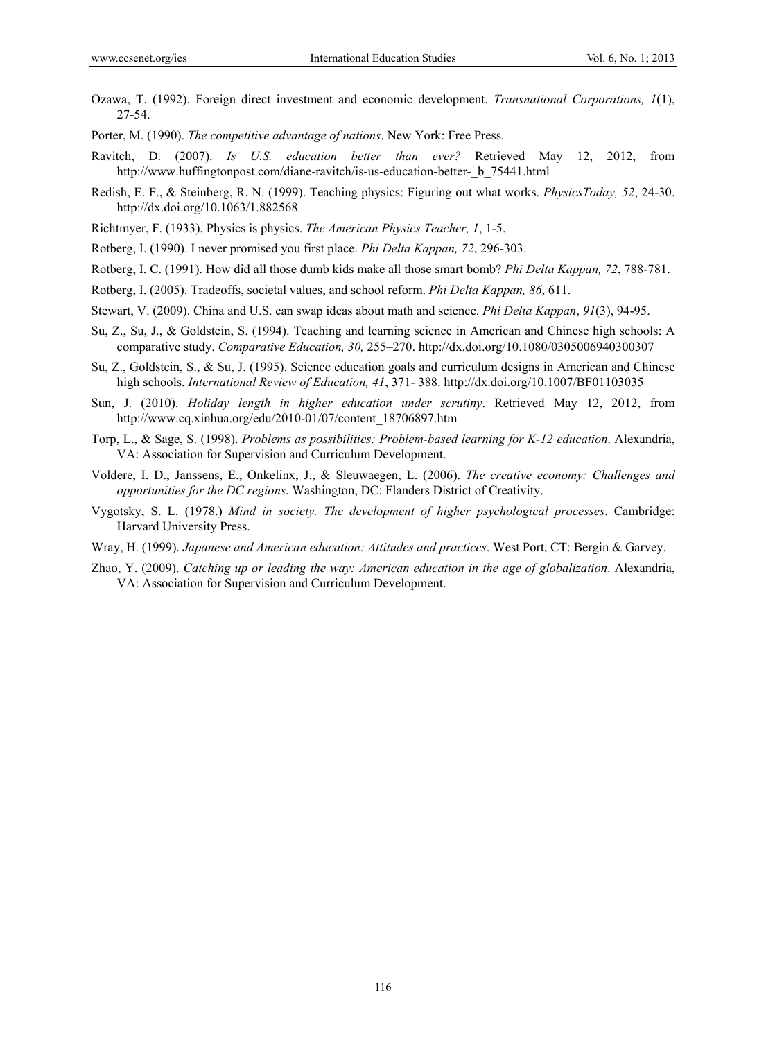Ozawa, T. (1992). Foreign direct investment and economic development. *Transnational Corporations, 1*(1), 27-54.

Porter, M. (1990). *The competitive advantage of nations*. New York: Free Press.

Ravitch, D. (2007). *Is U.S. education better than ever?* Retrieved May 12, 2012, from http://www.huffingtonpost.com/diane-ravitch/is-us-education-better-_b_75441.html

Redish, E. F., & Steinberg, R. N. (1999). Teaching physics: Figuring out what works. *PhysicsToday, 52*, 24-30. http://dx.doi.org/10.1063/1.882568

Richtmyer, F. (1933). Physics is physics. *The American Physics Teacher, 1*, 1-5.

Rotberg, I. (1990). I never promised you first place. *Phi Delta Kappan, 72*, 296-303.

Rotberg, I. C. (1991). How did all those dumb kids make all those smart bomb? *Phi Delta Kappan, 72*, 788-781.

Rotberg, I. (2005). Tradeoffs, societal values, and school reform. *Phi Delta Kappan, 86*, 611.

Stewart, V. (2009). China and U.S. can swap ideas about math and science. *Phi Delta Kappan*, *91*(3), 94-95.

Su, Z., Su, J., & Goldstein, S. (1994). Teaching and learning science in American and Chinese high schools: A comparative study. *Comparative Education, 30,* 255–270. http://dx.doi.org/10.1080/0305006940300307

Su, Z., Goldstein, S., & Su, J. (1995). Science education goals and curriculum designs in American and Chinese high schools. *International Review of Education, 41*, 371- 388. http://dx.doi.org/10.1007/BF01103035

Sun, J. (2010). *Holiday length in higher education under scrutiny*. Retrieved May 12, 2012, from http://www.cq.xinhua.org/edu/2010-01/07/content_18706897.htm

Torp, L., & Sage, S. (1998). *Problems as possibilities: Problem-based learning for K-12 education*. Alexandria, VA: Association for Supervision and Curriculum Development.

Voldere, I. D., Janssens, E., Onkelinx, J., & Sleuwaegen, L. (2006). *The creative economy: Challenges and opportunities for the DC regions*. Washington, DC: Flanders District of Creativity.

Vygotsky, S. L. (1978.) *Mind in society. The development of higher psychological processes*. Cambridge: Harvard University Press.

Wray, H. (1999). *Japanese and American education: Attitudes and practices*. West Port, CT: Bergin & Garvey.

Zhao, Y. (2009). *Catching up or leading the way: American education in the age of globalization*. Alexandria, VA: Association for Supervision and Curriculum Development.